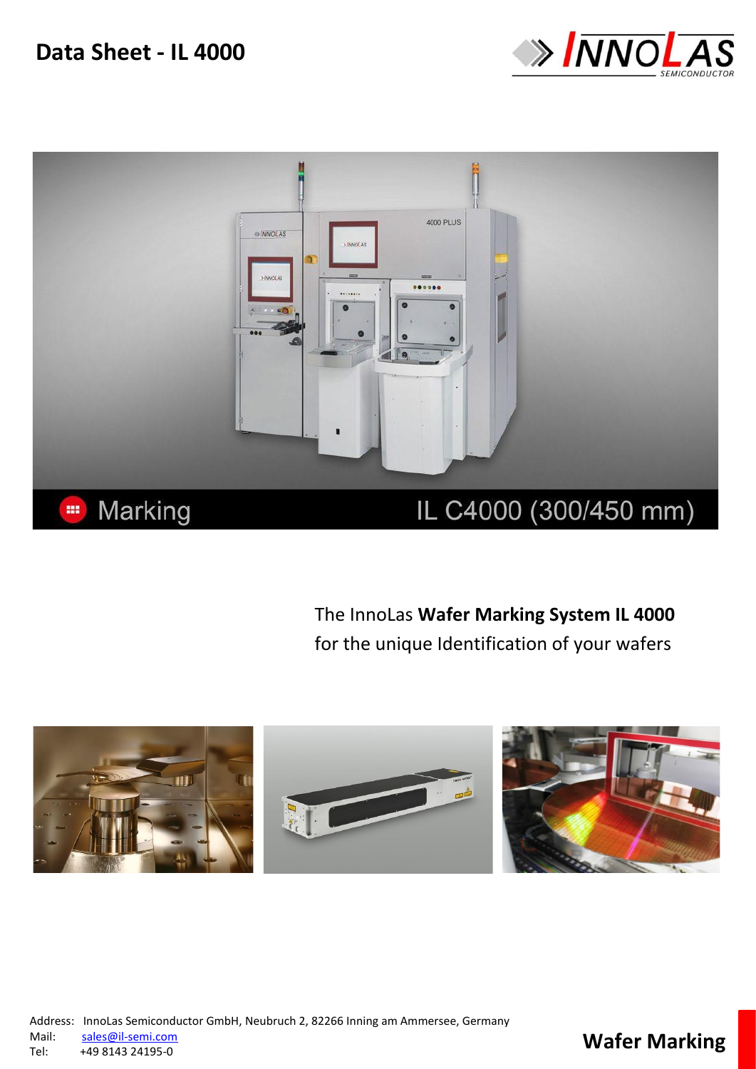# Data Sheet - IL 4000

Marking

IL C4000 (300/450 mm)

The InnoLas **Wafer Marking System IL 4000**
for the unique Identification of your wafers

Address: InnoLas Semiconductor GmbH, Neubruch 2, 82266 Inning am Ammersee, Germany
Mail: sales@il-semi.com
Tel: +49 8143 24195-0

**Wafer Marking**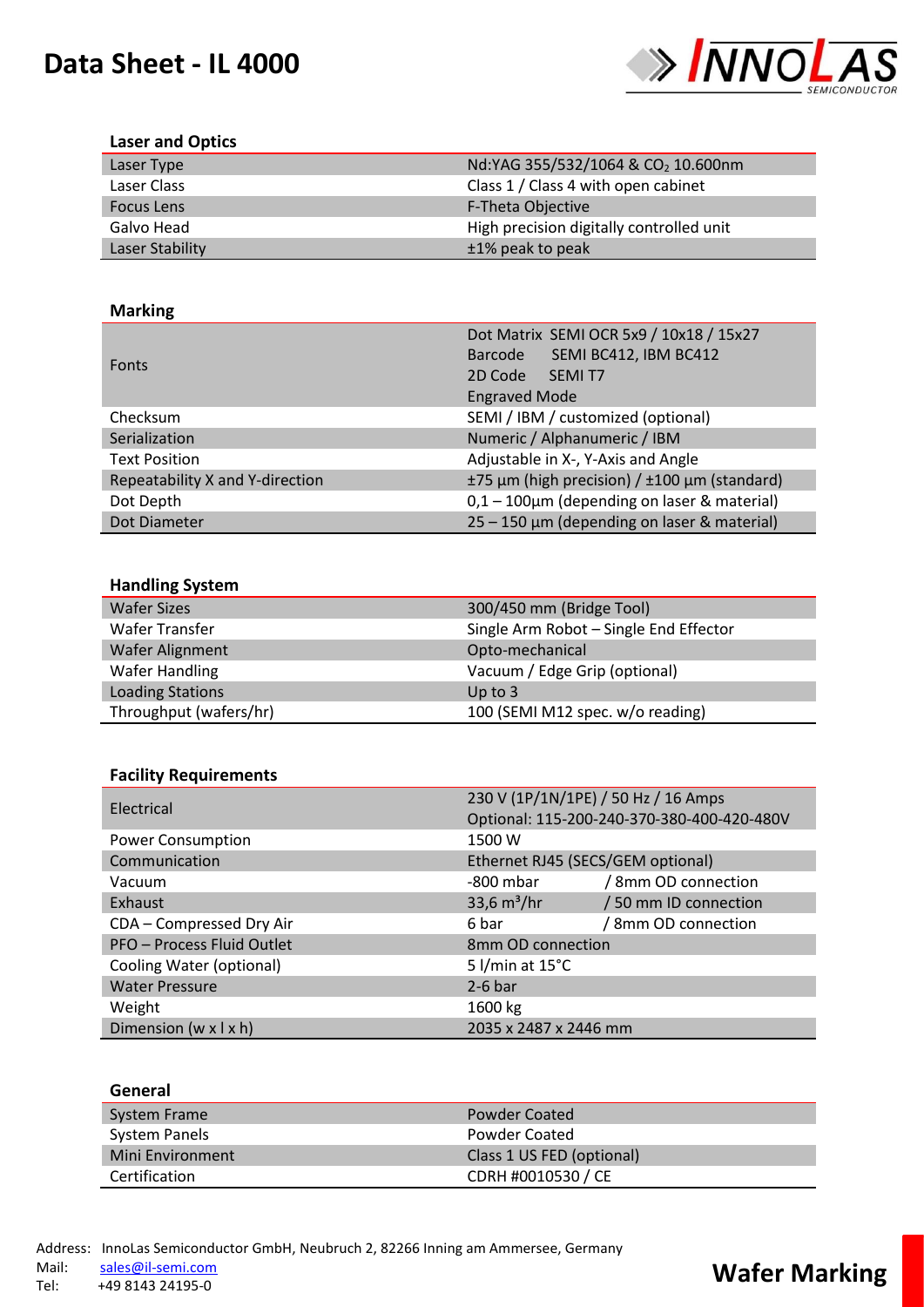# Data Sheet - IL 4000

INNOLAS SEMICONDUCTOR

## Laser and Optics

| | |
|---|---|
| Laser Type | Nd:YAG 355/532/1064 & $CO_2$ 10.600nm |
| Laser Class | Class 1 / Class 4 with open cabinet |
| Focus Lens | F-Theta Objective |
| Galvo Head | High precision digitally controlled unit |
| Laser Stability | ±1% peak to peak |

## Marking

| | |
|---|---|
| Fonts | Dot Matrix SEMI OCR 5x9 / 10x18 / 15x27<br>Barcode SEMI BC412, IBM BC412<br>2D Code SEMI T7<br>Engraved Mode |
| Checksum | SEMI / IBM / customized (optional) |
| Serialization | Numeric / Alphanumeric / IBM |
| Text Position | Adjustable in X-, Y-Axis and Angle |
| Repeatability X and Y-direction | ±75 µm (high precision) / ±100 µm (standard) |
| Dot Depth | 0,1 – 100µm (depending on laser & material) |
| Dot Diameter | 25 – 150 µm (depending on laser & material) |

## Handling System

| | |
|---|---|
| Wafer Sizes | 300/450 mm (Bridge Tool) |
| Wafer Transfer | Single Arm Robot – Single End Effector |
| Wafer Alignment | Opto-mechanical |
| Wafer Handling | Vacuum / Edge Grip (optional) |
| Loading Stations | Up to 3 |
| Throughput (wafers/hr) | 100 (SEMI M12 spec. w/o reading) |

## Facility Requirements

| | | |
|---|---|---|
| Electrical | 230 V (1P/1N/1PE) / 50 Hz / 16 Amps<br>Optional: 115-200-240-370-380-400-420-480V | |
| Power Consumption | 1500 W | |
| Communication | Ethernet RJ45 (SECS/GEM optional) | |
| Vacuum | -800 mbar | / 8mm OD connection |
| Exhaust | 33,6 $m^3$/hr | / 50 mm ID connection |
| CDA – Compressed Dry Air | 6 bar | / 8mm OD connection |
| PFO – Process Fluid Outlet | 8mm OD connection | |
| Cooling Water (optional) | 5 l/min at 15°C | |
| Water Pressure | 2-6 bar | |
| Weight | 1600 kg | |
| Dimension (w x l x h) | 2035 x 2487 x 2446 mm | |

## General

| | |
|---|---|
| System Frame | Powder Coated |
| System Panels | Powder Coated |
| Mini Environment | Class 1 US FED (optional) |
| Certification | CDRH #0010530 / CE |

Address: InnoLas Semiconductor GmbH, Neubruch 2, 82266 Inning am Ammersee, Germany
Mail: sales@il-semi.com
Tel: +49 8143 24195-0

**Wafer Marking**